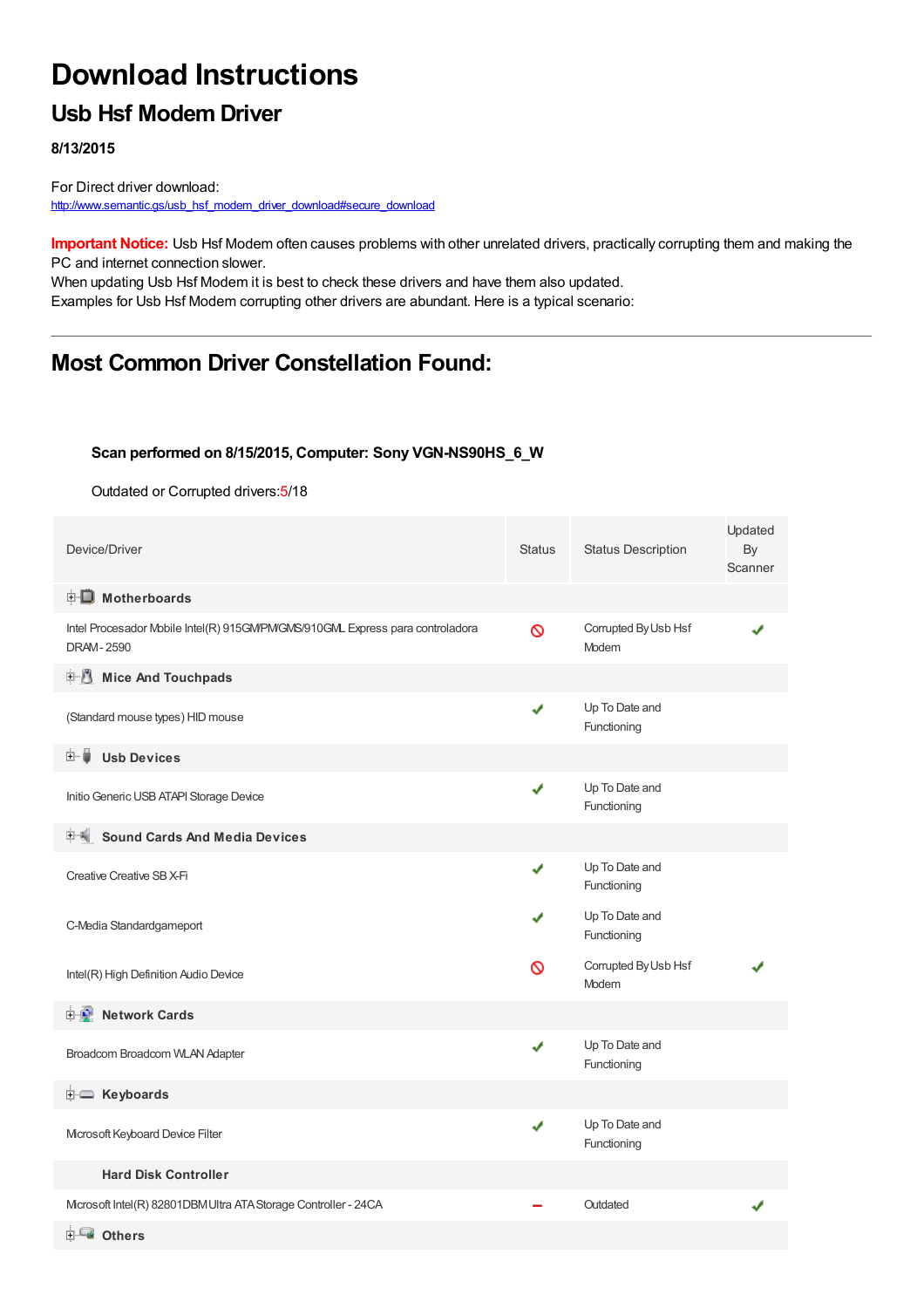# Download Instructions

## Usb Hsf Modem Driver

**8/13/2015**

For Direct driver download:
http://www.semantic.gs/usb_hsf_modem_driver_download#secure_download

**Important Notice:** Usb Hsf Modem often causes problems with other unrelated drivers, practically corrupting them and making the PC and internet connection slower.
When updating Usb Hsf Modem it is best to check these drivers and have them also updated.
Examples for Usb Hsf Modem corrupting other drivers are abundant. Here is a typical scenario:

---

# Most Common Driver Constellation Found:

**Scan performed on 8/15/2015, Computer: Sony VGN-NS90HS_6_W**

Outdated or Corrupted drivers:5/18

| Device/Driver | Status | Status Description | Updated By Scanner |
| --- | --- | --- | --- |
| **Motherboards** | | | |
| Intel Procesador Mobile Intel(R) 915GM/PM/GMS/910GML Express para controladora DRAM - 2590 | 🚫 | Corrupted By Usb Hsf Modem | ✔ |
| **Mice And Touchpads** | | | |
| (Standard mouse types) HID mouse | ✔ | Up To Date and Functioning | |
| **Usb Devices** | | | |
| Initio Generic USB ATAPI Storage Device | ✔ | Up To Date and Functioning | |
| **Sound Cards And Media Devices** | | | |
| Creative Creative SB X-Fi | ✔ | Up To Date and Functioning | |
| C-Media Standardgameport | ✔ | Up To Date and Functioning | |
| Intel(R) High Definition Audio Device | 🚫 | Corrupted By Usb Hsf Modem | ✔ |
| **Network Cards** | | | |
| Broadcom Broadcom WLAN Adapter | ✔ | Up To Date and Functioning | |
| **Keyboards** | | | |
| Microsoft Keyboard Device Filter | ✔ | Up To Date and Functioning | |
| **Hard Disk Controller** | | | |
| Microsoft Intel(R) 82801DBM Ultra ATA Storage Controller - 24CA | – | Outdated | ✔ |
| **Others** | | | |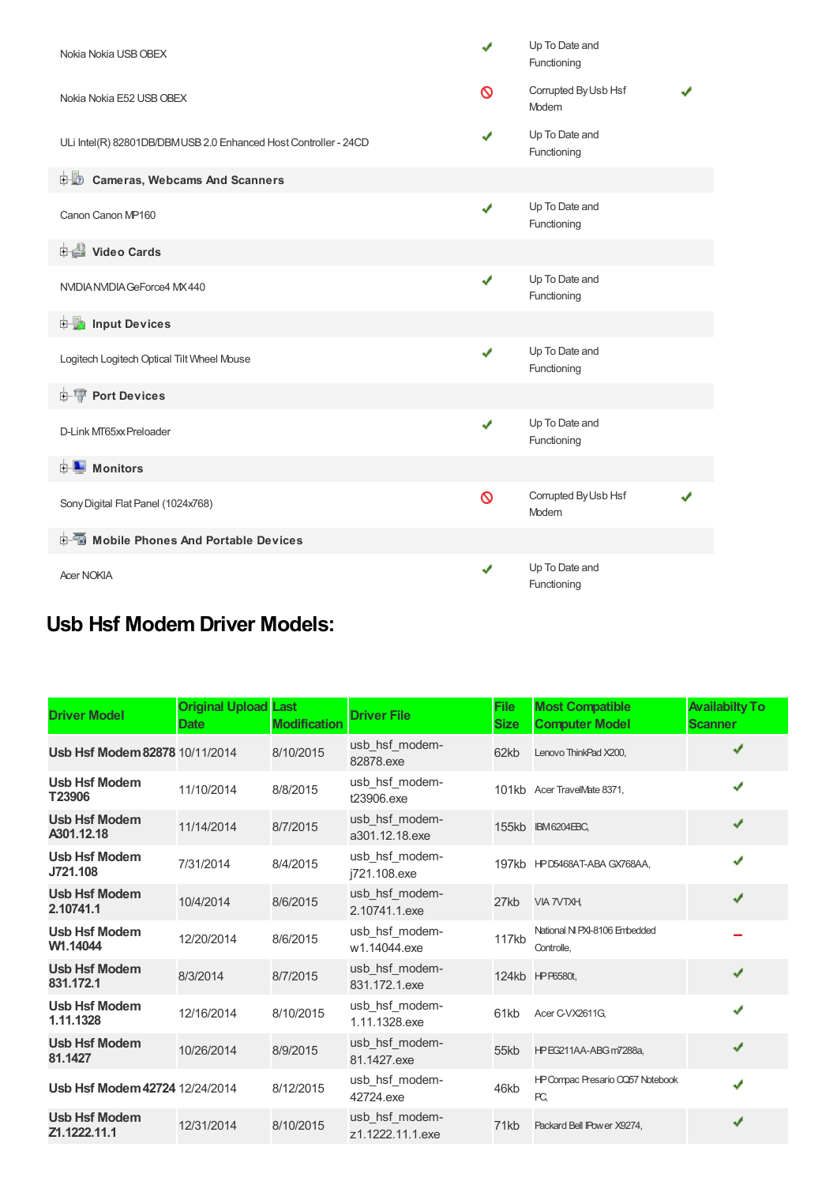| | | | |
|---|---|---|---|
| Nokia Nokia USB OBEX | ✔ | Up To Date and Functioning | |
| Nokia Nokia E52 USB OBEX | 🚫 | Corrupted By Usb Hsf Modem | ✔ |
| ULi Intel(R) 82801DB/DBM USB 2.0 Enhanced Host Controller - 24CD | ✔ | Up To Date and Functioning | |
| **Cameras, Webcams And Scanners** | | | |
| Canon Canon MP160 | ✔ | Up To Date and Functioning | |
| **Video Cards** | | | |
| NVIDIA NVIDIA GeForce4 MX 440 | ✔ | Up To Date and Functioning | |
| **Input Devices** | | | |
| Logitech Logitech Optical Tilt Wheel Mouse | ✔ | Up To Date and Functioning | |
| **Port Devices** | | | |
| D-Link MT65xx Preloader | ✔ | Up To Date and Functioning | |
| **Monitors** | | | |
| Sony Digital Flat Panel (1024x768) | 🚫 | Corrupted By Usb Hsf Modem | ✔ |
| **Mobile Phones And Portable Devices** | | | |
| Acer NOKIA | ✔ | Up To Date and Functioning | |

## Usb Hsf Modem Driver Models:

| Driver Model | Original Upload Date | Last Modification | Driver File | File Size | Most Compatible Computer Model | Availabilty To Scanner |
|---|---|---|---|---|---|---|
| **Usb Hsf Modem 82878** | 10/11/2014 | 8/10/2015 | usb_hsf_modem-82878.exe | 62kb | Lenovo ThinkPad X200, | ✔ |
| **Usb Hsf Modem T23906** | 11/10/2014 | 8/8/2015 | usb_hsf_modem-t23906.exe | 101kb | Acer TravelMate 8371, | ✔ |
| **Usb Hsf Modem A301.12.18** | 11/14/2014 | 8/7/2015 | usb_hsf_modem-a301.12.18.exe | 155kb | IBM 6204EBC, | ✔ |
| **Usb Hsf Modem J721.108** | 7/31/2014 | 8/4/2015 | usb_hsf_modem-j721.108.exe | 197kb | HP D5468AT-ABA GX768AA, | ✔ |
| **Usb Hsf Modem 2.10741.1** | 10/4/2014 | 8/6/2015 | usb_hsf_modem-2.10741.1.exe | 27kb | VIA 7VTXH, | ✔ |
| **Usb Hsf Modem W1.14044** | 12/20/2014 | 8/6/2015 | usb_hsf_modem-w1.14044.exe | 117kb | National NI PXI-8106 Embedded Controlle, | - |
| **Usb Hsf Modem 831.172.1** | 8/3/2014 | 8/7/2015 | usb_hsf_modem-831.172.1.exe | 124kb | HP P6580t, | ✔ |
| **Usb Hsf Modem 1.11.1328** | 12/16/2014 | 8/10/2015 | usb_hsf_modem-1.11.1328.exe | 61kb | Acer C-VX2611G, | ✔ |
| **Usb Hsf Modem 81.1427** | 10/26/2014 | 8/9/2015 | usb_hsf_modem-81.1427.exe | 55kb | HP EG211AA-ABG m7288a, | ✔ |
| **Usb Hsf Modem 42724** | 12/24/2014 | 8/12/2015 | usb_hsf_modem-42724.exe | 46kb | HP Compaq Presario CQ57 Notebook PC, | ✔ |
| **Usb Hsf Modem Z1.1222.11.1** | 12/31/2014 | 8/10/2015 | usb_hsf_modem-z1.1222.11.1.exe | 71kb | Packard Bell IPower X9274, | ✔ |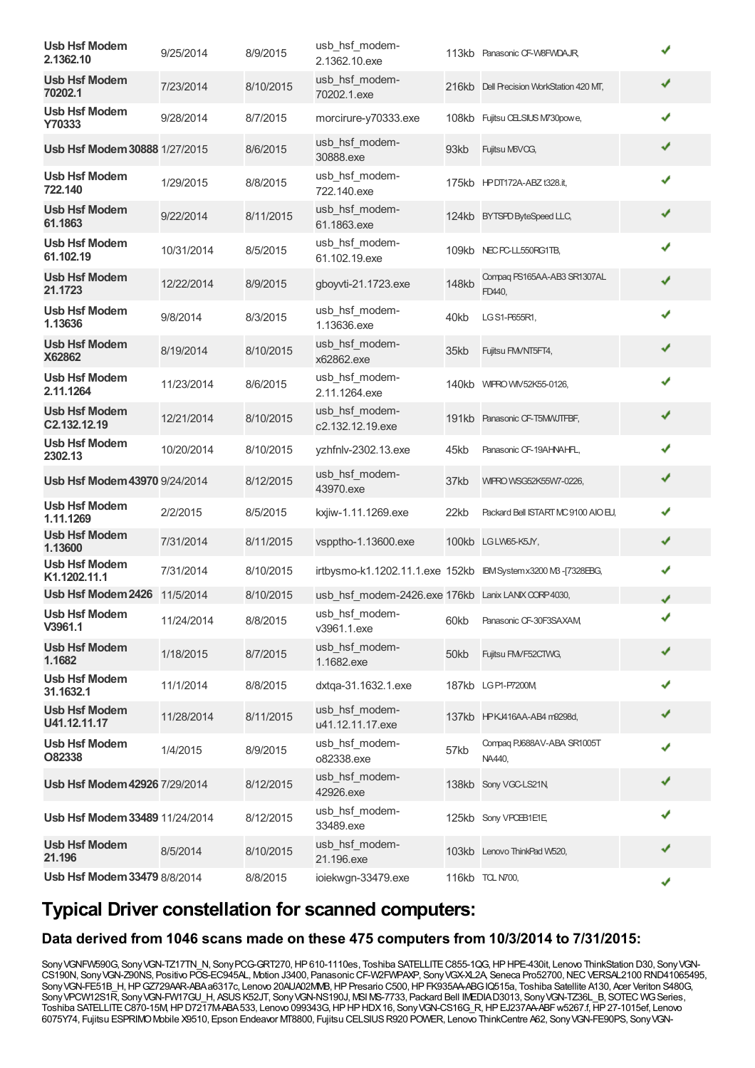| | | | | | | |
|---|---|---|---|---|---|---|
| **Usb Hsf Modem 2.1362.10** | 9/25/2014 | 8/9/2015 | usb_hsf_modem-2.1362.10.exe | 113kb | Panasonic CF-W8FWDAJR, | ✔ |
| **Usb Hsf Modem 70202.1** | 7/23/2014 | 8/10/2015 | usb_hsf_modem-70202.1.exe | 216kb | Dell Precision WorkStation 420 MT, | ✔ |
| **Usb Hsf Modem Y70333** | 9/28/2014 | 8/7/2015 | morcirure-y70333.exe | 108kb | Fujitsu CELSIUS M730powe, | ✔ |
| **Usb Hsf Modem 30888** | 1/27/2015 | 8/6/2015 | usb_hsf_modem-30888.exe | 93kb | Fujitsu M6VCG, | ✔ |
| **Usb Hsf Modem 722.140** | 1/29/2015 | 8/8/2015 | usb_hsf_modem-722.140.exe | 175kb | HP DT172A-ABZ t328.it, | ✔ |
| **Usb Hsf Modem 61.1863** | 9/22/2014 | 8/11/2015 | usb_hsf_modem-61.1863.exe | 124kb | BYTSPD ByteSpeed LLC, | ✔ |
| **Usb Hsf Modem 61.102.19** | 10/31/2014 | 8/5/2015 | usb_hsf_modem-61.102.19.exe | 109kb | NEC PC-LL550RG1TB, | ✔ |
| **Usb Hsf Modem 21.1723** | 12/22/2014 | 8/9/2015 | gboyvti-21.1723.exe | 148kb | Compaq PS165AA-AB3 SR1307AL FD440, | ✔ |
| **Usb Hsf Modem 1.13636** | 9/8/2014 | 8/3/2015 | usb_hsf_modem-1.13636.exe | 40kb | LG S1-P655R1, | ✔ |
| **Usb Hsf Modem X62862** | 8/19/2014 | 8/10/2015 | usb_hsf_modem-x62862.exe | 35kb | Fujitsu FMVNT5FT4, | ✔ |
| **Usb Hsf Modem 2.11.1264** | 11/23/2014 | 8/6/2015 | usb_hsf_modem-2.11.1264.exe | 140kb | WIPRO WIV52K55-0126, | ✔ |
| **Usb Hsf Modem C2.132.12.19** | 12/21/2014 | 8/10/2015 | usb_hsf_modem-c2.132.12.19.exe | 191kb | Panasonic CF-T5MWJTFBF, | ✔ |
| **Usb Hsf Modem 2302.13** | 10/20/2014 | 8/10/2015 | yzhfnlv-2302.13.exe | 45kb | Panasonic CF-19AHNAHFL, | ✔ |
| **Usb Hsf Modem 43970** | 9/24/2014 | 8/12/2015 | usb_hsf_modem-43970.exe | 37kb | WIPRO WSG52K55W7-0226, | ✔ |
| **Usb Hsf Modem 1.11.1269** | 2/2/2015 | 8/5/2015 | kxjiw-1.11.1269.exe | 22kb | Packard Bell ISTART MC 9100 AIO EU, | ✔ |
| **Usb Hsf Modem 1.13600** | 7/31/2014 | 8/11/2015 | vspptho-1.13600.exe | 100kb | LG LW65-K5JY, | ✔ |
| **Usb Hsf Modem K1.1202.11.1** | 7/31/2014 | 8/10/2015 | irtbysmo-k1.1202.11.1.exe | 152kb | IBM System x3200 M3 -[7328EBG, | ✔ |
| **Usb Hsf Modem 2426** | 11/5/2014 | 8/10/2015 | usb_hsf_modem-2426.exe | 176kb | Lanix LANIX CORP 4030, | ✔ |
| **Usb Hsf Modem V3961.1** | 11/24/2014 | 8/8/2015 | usb_hsf_modem-v3961.1.exe | 60kb | Panasonic CF-30F3SAXAM, | ✔ |
| **Usb Hsf Modem 1.1682** | 1/18/2015 | 8/7/2015 | usb_hsf_modem-1.1682.exe | 50kb | Fujitsu FMVF52CTWG, | ✔ |
| **Usb Hsf Modem 31.1632.1** | 11/1/2014 | 8/8/2015 | dxtqa-31.1632.1.exe | 187kb | LG P1-P7200M, | ✔ |
| **Usb Hsf Modem U41.12.11.17** | 11/28/2014 | 8/11/2015 | usb_hsf_modem-u41.12.11.17.exe | 137kb | HP KJ416AA-AB4 m9298d, | ✔ |
| **Usb Hsf Modem O82338** | 1/4/2015 | 8/9/2015 | usb_hsf_modem-o82338.exe | 57kb | Compaq PJ688AV-ABA SR1005T NA440, | ✔ |
| **Usb Hsf Modem 42926** | 7/29/2014 | 8/12/2015 | usb_hsf_modem-42926.exe | 138kb | Sony VGC-LS21N, | ✔ |
| **Usb Hsf Modem 33489** | 11/24/2014 | 8/12/2015 | usb_hsf_modem-33489.exe | 125kb | Sony VPCEB1E1E, | ✔ |
| **Usb Hsf Modem 21.196** | 8/5/2014 | 8/10/2015 | usb_hsf_modem-21.196.exe | 103kb | Lenovo ThinkPad W520, | ✔ |
| **Usb Hsf Modem 33479** | 8/8/2014 | 8/8/2015 | ioiekwgn-33479.exe | 116kb | TCL N700, | ✔ |

## Typical Driver constellation for scanned computers:

### Data derived from 1046 scans made on these 475 computers from 10/3/2014 to 7/31/2015:

Sony VGNFW590G, Sony VGN-TZ17TN_N, Sony PCG-GRT270, HP 610-1110es, Toshiba SATELLITE C855-1QG, HP HPE-430it, Lenovo ThinkStation D30, Sony VGN-CS190N, Sony VGN-Z90NS, Positivo POS-EC945AL, Motion J3400, Panasonic CF-W2FWPAXP, Sony VGX-XL2A, Seneca Pro52700, NEC VERSAL2100 RND41065495, Sony VGN-FE51B_H, HP GZ729AAR-ABA a6317c, Lenovo 20AJA02MMB, HP Presario C500, HP FK935AA-ABG IQ515a, Toshiba Satellite A130, Acer Veriton S480G, Sony VPCW12S1R, Sony VGN-FW17GU_H, ASUS K52JT, Sony VGN-NS190J, MSI MS-7733, Packard Bell IMEDIA D3013, Sony VGN-TZ36L_B, SOTEC WG Series, Toshiba SATELLITE C870-15M, HP D7217M-ABA 533, Lenovo 099343G, HP HP HDX16, Sony VGN-CS16G_R, HP EJ237AA-ABF w5267.f, HP 27-1015ef, Lenovo 6075Y74, Fujitsu ESPRIMO Mobile X9510, Epson Endeavor MT8800, Fujitsu CELSIUS R920 POWER, Lenovo ThinkCentre A62, Sony VGN-FE90PS, Sony VGN-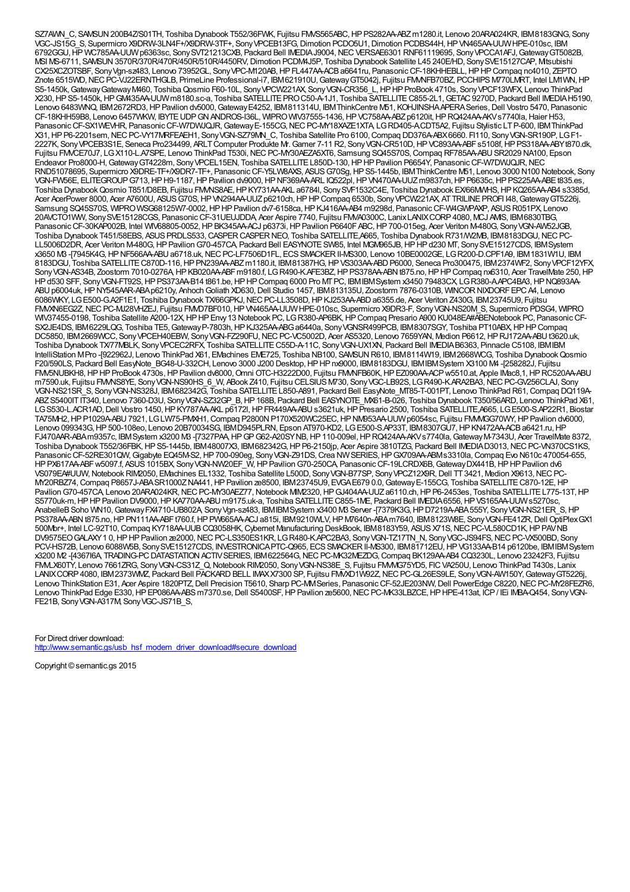SZ7AWN_C, SAMSUN 200B4Z/S01TH, Toshiba Dynabook T552/36FWK, Fujitsu FMVS565ABC, HP PS282AA-ABZ m1280.it, Lenovo 20ARA024KR, IBM 8183GNG, Sony VGC-JS15G_S, Supermicro X9DRW-3LN4F+/X9DRW-3TF+, Sony VPCEB13FG, Dimotion PCDO5U1, Dimotion PCDBS44H, HP VN465AA-UUW HPE-010sc, IBM 6792GGU, HP WC785AA-UUW p6363sc, Sony SVT21213CXB, Packard Bell IMEDIA J9004, NEC VERSAE6301 RNF61119695, Sony VPCCA1AFJ, Gateway GT5082B, MSI MS-6711, SAMSUN 3570R/370R/470R/450R/510R/4450RV, Dimotion PCDM4J5P, Toshiba Dynabook Satellite L45 240E/HD, Sony SVE15127CAP, Mitsubishi CX25XCZOTSBF, Sony Vgn-sz483, Lenovo 73952GL, Sony VPC-M120AB, HP FL447AA-ACB a6641ru, Panasonic CF-18KHHEBLL, HP HP Compaq nc4010, ZEPTO Znote 6515WD, NEC PC-VJ22ERNTHGLB, PrimeLine Professional-i7, IBM 621910U, Gateway GT5042j, Fujitsu FMVNFB70BZ, PCCHIPS M770LMRT, Intel LM1WN, HP S5-1450k, Gateway Gateway M460, Toshiba Qosmio F60-10L, Sony VPCW221AX, Sony VGN-CR356_L, HP HP ProBook 4710s, Sony VPCF13WFX, Lenovo ThinkPad X230, HP S5-1450k, HP GM435AA-UUW m8180.sc-a, Toshiba SATELLITE PRO C50-A-1J1, Toshiba SATELLITE C855-2L1, GETAC 9270D, Packard Bell IMEDIA H5190, Lenovo 6483WNQ, IBM 2672RD3, HP Pavilion dv5000, Gateway E4252, IBM 811314U, IBM ThinkCentre M51, KOHJINSHA APERA Series, Dell Vostro 5470, Panasonic CF-18KHH59B8, Lenovo 6457WKW, IBYTE UDP GN ANDROS-I36L, WIPRO WIV37555-1436, HP VC758AA-ABZ p6120it, HP RQ424AA-AKV s7740la, Haier H53, Panasonic CF-SX1WEVHR, Panasonic CF-W7DWJQJR, Gateway E-155CG, NEC PC-MY18XAZE1XTA, LG RD405-A.CDT5A2, Fujitsu Stylistic LT P-600, IBM ThinkPad X31, HP P6-2201sem, NEC PC-VY17MRFEAEH1, Sony VGN-SZ79MN_C, Toshiba Satellite Pro 6100, Compaq DD376A-ABX 6660. FI110, Sony VGN-SR190P, LG F1-2227K, Sony VPCEB3S1E, Seneca Pro234499, ARLT Computer Produkte Mr. Gamer 7-11 R2, Sony VGN-CR510D, HP VC893AA-ABF s5108f, HP PS318AA-ABY t870.dk, Fujitsu FMVCE70J7, LG X110-L.A7SPE, Lenovo ThinkPad T530i, NEC PC-MY30AEZA5XT6, Samsung SQ45S70S, Compaq RF785AA-ABU SR2029 NA100, Epson Endeavor Pro8000-H, Gateway GT4228m, Sony VPCEL15EN, Toshiba SATELLITE L850D-130, HP HP Pavilion P6654Y, Panasonic CF-W7DWJQJR, NEC RND51078695, Supermicro X9DRE-TF+/X9DR7-TF+, Panasonic CF-Y5LW8AXS, ASUS G70Sg, HP S5-1445b, IBM ThinkCentre M51, Lenovo 3000 N100 Notebook, Sony VGN-FW56E, ELITEGROUP G713, HP H9-1187, HP Pavilion dv9000, HP NF369AA-ARL IQ522pl, HP VN470AA-UUZ m9837ch, HP P6635c, HP PS225AA-ABE t835.es, Toshiba Dynabook Qosmio T851/D8EB, Fujitsu FMVNS8AE, HP KY731AA-AKL a6784l, Sony SVF1532C4E, Toshiba Dynabook EX/66MWHS, HP KQ265AA-AB4 s3385d, Acer AcerPower 8000, Acer A7600U, ASUS G70S, HP VN294AA-UUZ p6210ch, HP HP Compaq 6530b, Sony VPCW221AX, AT TRILINE PROFI I48, Gateway GT5226j, Samsung SQ45S70S, WIPRO WSG68125W7-0002, HP HP Pavilion dv7-6158ca, HP KJ416AA-AB4 m9298d, Panasonic CF-W4GWPAXP, ASUS R051PX, Lenovo 20AVCTO1WW, Sony SVE15128CGS, Panasonic CF-31UEUJDDA, Acer Aspire 7740, Fujitsu FMVA0300C, Lanix LANIX CORP 4080, MCJ AMS, IBM 6830TBG, Panasonic CF-30KAP002B, Intel WIV68805-0052, HP BK345AA-ACJ p6373i, HP Pavilion P6640F ABC, HP 700-015eg, Acer Veriton M-480G, Sony VGN-AW52JGB, Toshiba Dynabook T451/58EBS, ASUS PRDLS533, CASPER CASPER NEO, Toshiba SATELLITE,A665, Toshiba Dynabook R731/W2MB, IBM 8183DGU, NEC PC-LL5006D2DR, Acer Veriton M-480G, HP Pavilion G70-457CA, Packard Bell EASYNOTE SW85, Intel MGM965JB, HP HP d230 MT, Sony SVE15127CDS, IBM System x3650 M3 -[7945K4G, HP NF566AA-ABU a6718.uk, NEC PC-LF7506D1FL, ECS SMACKER II-MS300, Lenovo 10BE0002GE, LG R200-D.CPF1A9, IBM 1831W1U, IBM 8183DGU, Toshiba SATELLITE C870D-116, HP PN239AA-ABZ m1180.it, IBM 81387HG, HP VS303AA-ABD P6000, Seneca Pro300475, IBM 2374WF2, Sony VPCF12YFX, Sony VGN-AS34B, Zoostorm 7010-0276A, HP KB020AA-ABF m9180.f, LG R490-K.AFE3BZ, HP PS378AA-ABN t875.no, HP HP Compaq nx6310, Acer TravelMate 250, HP HP d530 SFF, Sony VGN-FT92S, HP PS373AA-B14 t861.be, HP HP Compaq 6000 Pro MT PC, IBM IBM System x3450 79483CX, LG R380-A.APC4BA3, HP NQ893AA-ABU p6004uk, HP NY545AAR-ABA p6210y, Anhoch Goliath XD630, Dell Studio 1457, IBM 813135U, Zoostorm 7876-0310B, WINCOR NIXDORF EPC A4, Lenovo 6086WKY, LG E500-G.A2F1E1, Toshiba Dynabook TX/66GPKJ, NEC PC-LL3508D, HP KJ253AA-ABD a6355.de, Acer Veriton Z430G, IBM 23745U9, Fujitsu FMVXN6EG2Z, NEC PC-MJ28VHZEJ, Fujitsu FMVD7BF010, HP VN465AA-UUW HPE-010sc, Supermicro X9DR3-F, Sony VGN-NS20M_S, Supermicro PDSG4, WIPRO WIV37455-0198, Toshiba Satellite A200-12X, HP HP Envy 13 Notebook PC, LG R380-AP6BK, HP Compaq Presario A900 KU048EA#ABENotebook PC, Panasonic CF-SX2JE4DS, IBM 6229LQG, Toshiba TE5, Gateway P-7803h, HP KJ325AA-ABG a6440a, Sony VGNSR499PCB, IBM 8307SGY, Toshiba PT10ABX, HP HP Compaq DC5850, IBM 2669WCC, Sony VPCEH40EBW, Sony VGN-FZ290FU, NEC PC-VC5002D, Acer AS5320, Lenovo 7659YAN, Medion P6612, HP RJ172AA-ABU t3620.uk, Toshiba Dynabook TX/77MBLK, Sony VPCEC2RFX, Toshiba SATELLITE C55D-A-11C, Sony VGN-UX1XN, Packard Bell IMEDIA B6363, Pinnacle C5108, IBM IBM IntelliStation M Pro -[922962J, Lenovo ThinkPad X61, EMachines EME725, Toshiba NB100, SAMSUN R610, IBM 8114W19, IBM 2668WCG, Toshiba Dynabook Qosmio F20/590LS, Packard Bell EasyNote_BG48-U-332CH, Lenovo 3000 J200 Desktop, HP HP nx9000, IBM 8183DGU, IBM IBM System X3100 M4 -[258282J, Fujitsu FMVSNUBKH8, HP HP ProBook 4730s, HP Pavilion dv8000, Omni OTC-H3222D00, Fujitsu FMVNFB60K, HP EZ090AA-ACP w5510.at, Apple IMac8,1, HP RC520AA-ABU m7590.uk, Fujitsu FMVNS8YE, Sony VGN-NS90HS_6_W, ABook Z410, Fujitsu CELSIUS M730, Sony VGC-LB92S, LG R490-K.ARA2BA3, NEC PC-GV256CLAJ, Sony VGN-NS21SR_S, Sony VGN-NS328J, IBM 682342G, Toshiba SATELLITE L850-A891, Packard Bell EasyNote_MT85-T-001PT, Lenovo ThinkPad R61, Compaq DQ119A-ABZ S5400IT IT340, Lenovo 7360-D3U, Sony VGN-SZ32GP_B, HP 168B, Packard Bell EASYNOTE_MX61-B-026, Toshiba Dynabook T350/56ARD, Lenovo ThinkPad X61, LG S530-L.ACR1AD, Dell Vostro 1450, HP KY787AA-AKL p6172l, HP FR449AA-ABU s3621uk, HP Presario 2500, Toshiba SATELLITE,A665, LG E500-S.AP22R1, Biostar TA75MH2, HP P1029A-ABU 7921, LG LW75-PMXH1, Compaq P2800N P170X520WC25EC, HP NM953AA-UUW p6054sc, Fujitsu FMMGG70WY, HP Pavilion dv6000, Lenovo 099343G, HP 500-108eo, Lenovo 20B70034SG, IBM D945PLRN, Epson AT970-KD2, LG E500-S.AP33T, IBM 8307GU7, HP KN472AA-ACB a6421.ru, HP FJ470AAR-ABA m9357c, IBM System x3200 M3 -[7327PAA, HP GP G62-A20SY NB, HP 110-009el, HP RQ424AA-AKV s7740la, Gateway M-7343U, Acer TravelMate 8372, Toshiba Dynabook T552/36FBK, HP S5-1445b, IBM 48007X3, IBM 682342G, HP P6-2150jp, Acer Aspire 3810TZG, Packard Bell IMEDIA D3013, NEC PC-VN370CS1KS, Panasonic CF-52RE301QW, Gigabyte EQ45M-S2, HP 700-090eg, Sony VGN-Z91DS, Crea NW SERIES, HP GX709AA-ABM s3310la, Compaq Evo N610c 470054-655, HP PX617AA-ABF w5097.f, ASUS 1015BX, Sony VGN-NW20EF_W, HP Pavilion G70-250CA, Panasonic CF-19LCRDX6B, Gateway DX441B, HP HP Pavilion dv6 VS079EA#UUW, Notebook RIM2050, EMachines EL1332, Toshiba Satellite L500D, Sony VGN-B77SP, Sony VPCZ12X9R, Dell TT 3421, Medion X9613, NEC PC-MY20RBZ74, Compaq P8657J-ABA SR1000Z NA441, HP Pavilion ze8500, IBM 23745U9, EVGA E679 0.0, Gateway E-155CG, Toshiba SATELLITE C870-12E, HP Pavilion G70-457CA, Lenovo 20ARA024KR, NEC PC-MY30AEZ77, Notebook MIM2320, HP GJ404AA-UUZ a6110.ch, HP P6-2453es, Toshiba SATELLITE L775-13T, HP S5770uk-m, HP HP Pavilion DV9000, HP KA770AA-ABU m9175.uk-a, Toshiba SATELLITE C855-1ME, Packard Bell IMEDIA 6556, HP VS165AA-UUW s5270sc, AnabelleB Soho WN10, Gateway FX4710-UB802A, Sony Vgn-sz483, IBM IBM System x3400 M3 Server -[7379K3G, HP D7219A-ABA 555Y, Sony VGN-NS21ER_S, HP PS378AA-ABN t875.no, HP PN111AA-ABF t760.f, HP PW665AA-ACJ a815i, IBM 9210WLV, HP M7640n-ABA m7640, IBM 8123W8E, Sony VGN-FE41ZR, Dell OptiPlex GX1 500Mbr+, Intel LC-92T10, Compaq KY718AA-UUB CQ3058HK, Cybernet Manufacturing DeskBook, IBM 8183Y59, ASUS X71S, NEC PC-VL580CD1K, HP PAV NB DV9575EO GALAXY 1 0, HP HP Pavilion ze2000, NEC PC-LS350ES1KR, LG R480-K.APC2BA3, Sony VGN-TZ17TN_N, Sony VGC-JS94FS, NEC PC-VX500BD, Sony PCV-HS72B, Lenovo 6088W5B, Sony SVE15127CDS, INVESTRONICA PTC-Q965, ECS SMACKER II-MS300, IBM 81712EU, HP VG133AA-B14 p6120be, IBM IBM System x3200 M2 -[4367I6A, TRADING-PC DATASTATION ACTIV SERIES, IBM 622564G, NEC PC-MK32MEZDG, Compaq BK129AA-AB4 CQ3230L, Lenovo 23242F3, Fujitsu FMVLX60TY, Lenovo 7661ZRG, Sony VGN-CS31Z_Q, Notebook RIM2050, Sony VGN-NS38E_S, Fujitsu FMMG75YD5, FIC VA250U, Lenovo ThinkPad T430s, Lanix LANIX CORP 4080, IBM 2373WMZ, Packard Bell PACKARD BELL IMAX X7300 SP, Fujitsu FMVXD1W92Z, NEC PC-GL26ES9LE, Sony VGN-AW150Y, Gateway GT5226j, Lenovo ThinkStation E31, Acer Aspire 1820PTZ, Dell Precision T5610, Sharp PC-MM Series, Panasonic CF-52JE203NW, Dell PowerEdge C8220, NEC PC-MY28FEZR6, Lenovo ThinkPad Edge E330, HP EP086AA-ABS m7370.se, Dell S5400SF, HP Pavilion ze5600, NEC PC-MK33LBZCE, HP HPE-413at, ICP / IEi IMBA-Q454, Sony VGN-FE21B, Sony VGN-A317M, Sony VGC-JS71B_S,

For Direct driver download: [http://www.semantic.gs/usb_hsf_modem_driver_download#secure_download](http://www.semantic.gs/usb_hsf_modem_driver_download#secure_download)

Copyright © semantic.gs 2015